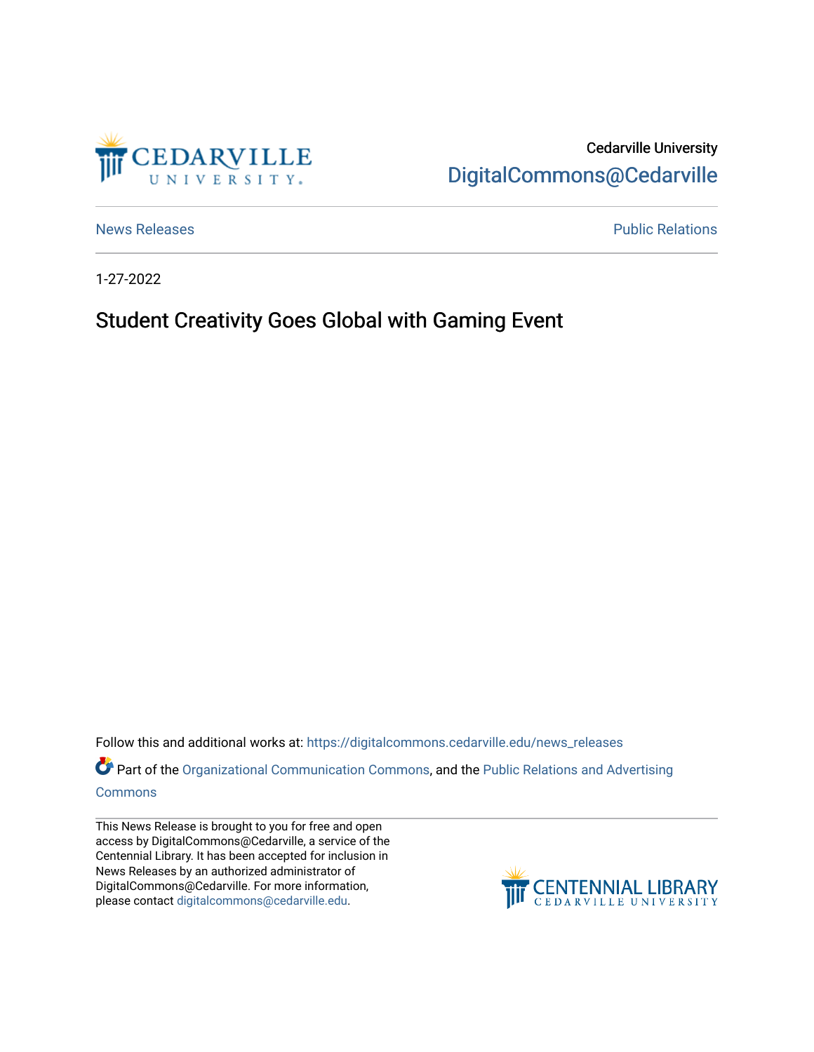Cedarville University
DigitalCommons@Cedarville

News Releases | Public Relations

1-27-2022

# Student Creativity Goes Global with Gaming Event

Follow this and additional works at: https://digitalcommons.cedarville.edu/news_releases

Part of the Organizational Communication Commons, and the Public Relations and Advertising Commons

This News Release is brought to you for free and open access by DigitalCommons@Cedarville, a service of the Centennial Library. It has been accepted for inclusion in News Releases by an authorized administrator of DigitalCommons@Cedarville. For more information, please contact digitalcommons@cedarville.edu.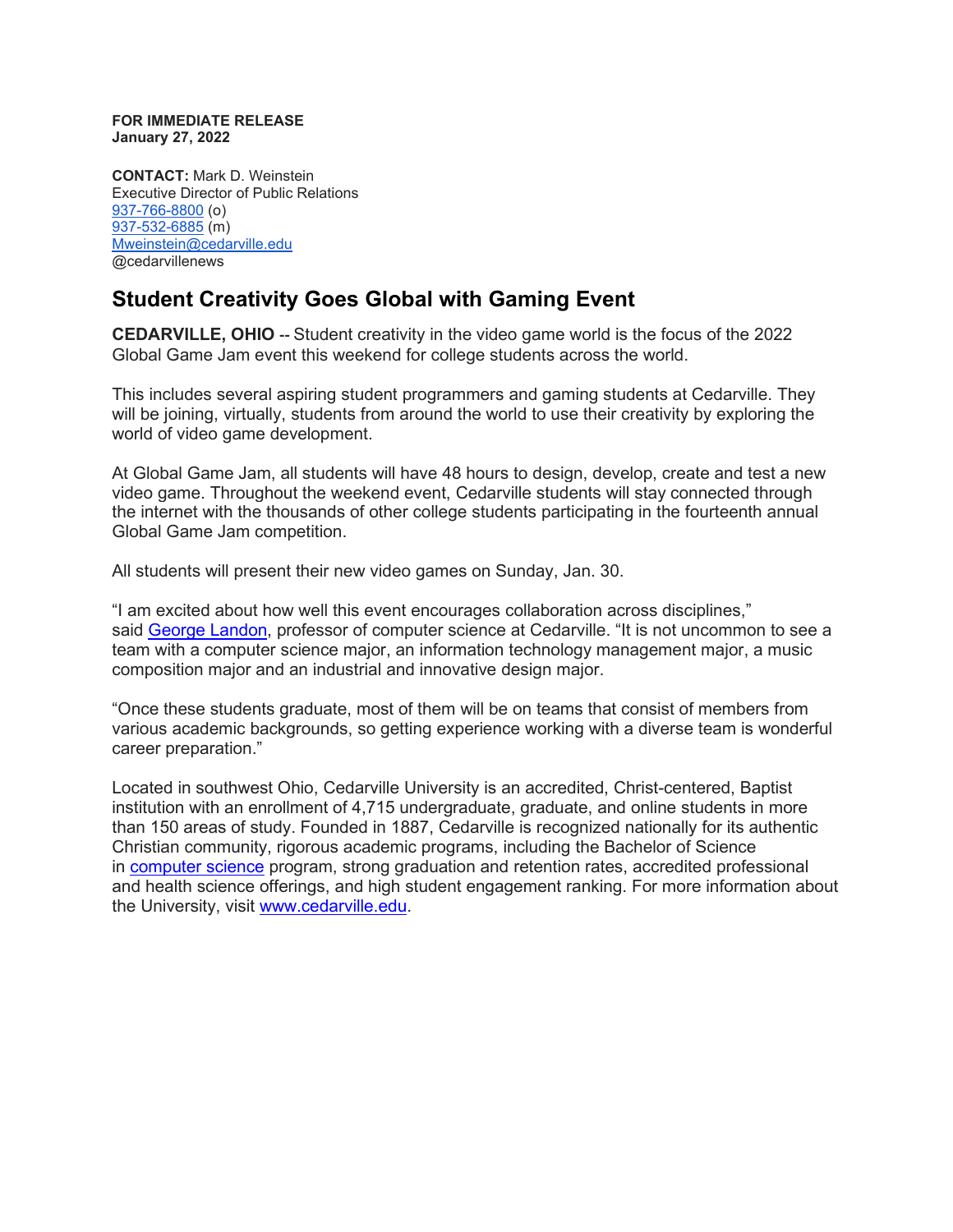**FOR IMMEDIATE RELEASE**
**January 27, 2022**

**CONTACT:** Mark D. Weinstein
Executive Director of Public Relations
937-766-8800 (o)
937-532-6885 (m)
Mweinstein@cedarville.edu
@cedarvillenews

## Student Creativity Goes Global with Gaming Event

**CEDARVILLE, OHIO** -- Student creativity in the video game world is the focus of the 2022 Global Game Jam event this weekend for college students across the world.

This includes several aspiring student programmers and gaming students at Cedarville. They will be joining, virtually, students from around the world to use their creativity by exploring the world of video game development.

At Global Game Jam, all students will have 48 hours to design, develop, create and test a new video game. Throughout the weekend event, Cedarville students will stay connected through the internet with the thousands of other college students participating in the fourteenth annual Global Game Jam competition.

All students will present their new video games on Sunday, Jan. 30.

“I am excited about how well this event encourages collaboration across disciplines,” said George Landon, professor of computer science at Cedarville. “It is not uncommon to see a team with a computer science major, an information technology management major, a music composition major and an industrial and innovative design major.

“Once these students graduate, most of them will be on teams that consist of members from various academic backgrounds, so getting experience working with a diverse team is wonderful career preparation.”

Located in southwest Ohio, Cedarville University is an accredited, Christ-centered, Baptist institution with an enrollment of 4,715 undergraduate, graduate, and online students in more than 150 areas of study. Founded in 1887, Cedarville is recognized nationally for its authentic Christian community, rigorous academic programs, including the Bachelor of Science in computer science program, strong graduation and retention rates, accredited professional and health science offerings, and high student engagement ranking. For more information about the University, visit www.cedarville.edu.